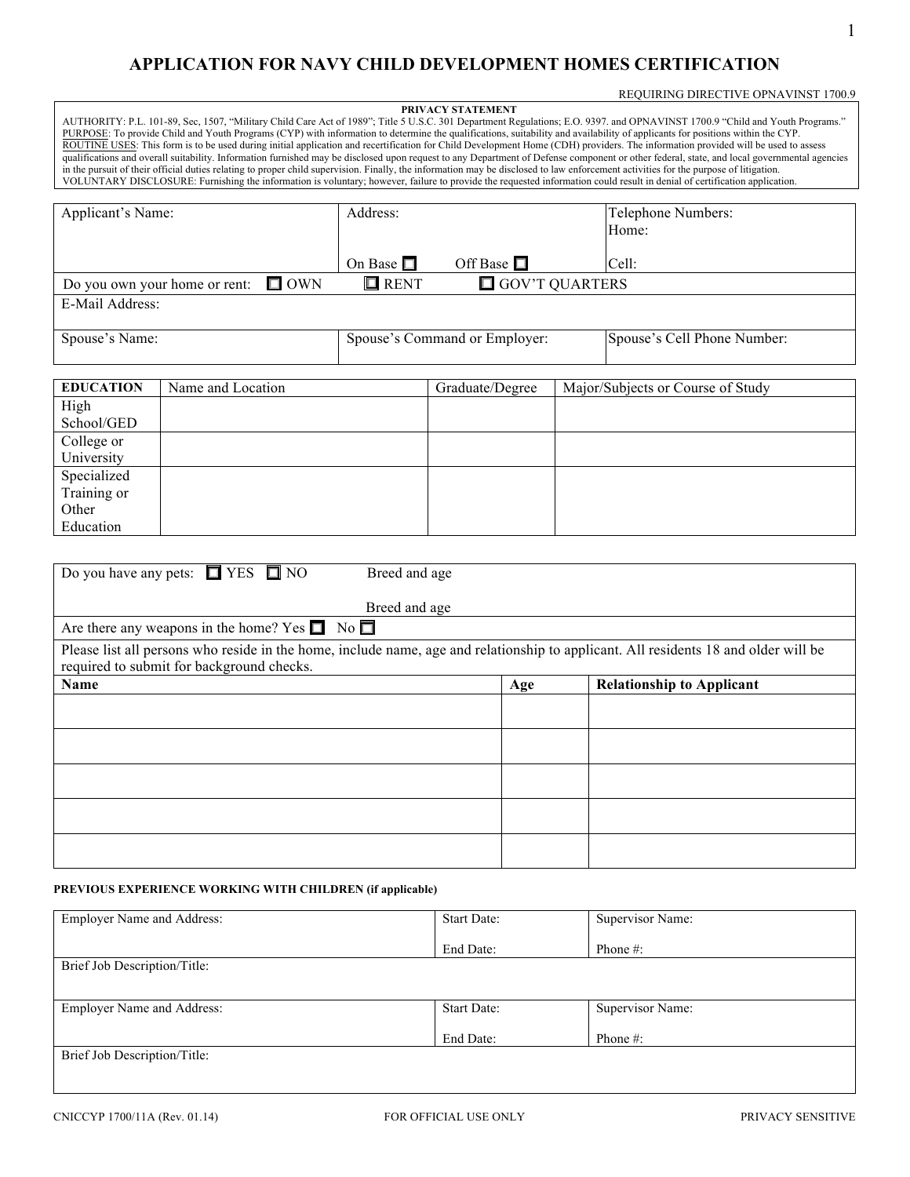# APPLICATION FOR NAVY CHILD DEVELOPMENT HOMES CERTIFICATION

REQUIRING DIRECTIVE OPNAVINST 1700.9

**PRIVACY STATEMENT**

AUTHORITY: P.L. 101-89, Sec, 1507, "Military Child Care Act of 1989"; Title 5 U.S.C. 301 Department Regulations; E.O. 9397. and OPNAVINST 1700.9 "Child and Youth Programs."
PURPOSE: To provide Child and Youth Programs (CYP) with information to determine the qualifications, suitability and availability of applicants for positions within the CYP.
ROUTINE USES: This form is to be used during initial application and recertification for Child Development Home (CDH) providers. The information provided will be used to assess qualifications and overall suitability. Information furnished may be disclosed upon request to any Department of Defense component or other federal, state, and local governmental agencies in the pursuit of their official duties relating to proper child supervision. Finally, the information may be disclosed to law enforcement activities for the purpose of litigation.
VOLUNTARY DISCLOSURE: Furnishing the information is voluntary; however, failure to provide the requested information could result in denial of certification application.

| Applicant's Name: | Address: On Base ☐ Off Base ☐ | Telephone Numbers: Home: Cell: |
|---|---|---|
| Do you own your home or rent: ☐ OWN ☐ RENT ☐ GOV'T QUARTERS | | |
| E-Mail Address: | | |
| Spouse's Name: | Spouse's Command or Employer: | Spouse's Cell Phone Number: |

| EDUCATION | Name and Location | Graduate/Degree | Major/Subjects or Course of Study |
|---|---|---|---|
| High School/GED | | | |
| College or University | | | |
| Specialized Training or Other Education | | | |

Do you have any pets: ☐ YES ☐ NO Breed and age

Breed and age

Are there any weapons in the home? Yes ☐ No ☐

Please list all persons who reside in the home, include name, age and relationship to applicant. All residents 18 and older will be required to submit for background checks.

| Name | Age | Relationship to Applicant |
|---|---|---|
| | | |
| | | |
| | | |
| | | |
| | | |

**PREVIOUS EXPERIENCE WORKING WITH CHILDREN (if applicable)**

| Employer Name and Address: | Start Date: End Date: | Supervisor Name: Phone #: |
|---|---|---|
| Brief Job Description/Title: | | |
| Employer Name and Address: | Start Date: End Date: | Supervisor Name: Phone #: |
| Brief Job Description/Title: | | |

CNICCYP 1700/11A (Rev. 01.14) FOR OFFICIAL USE ONLY PRIVACY SENSITIVE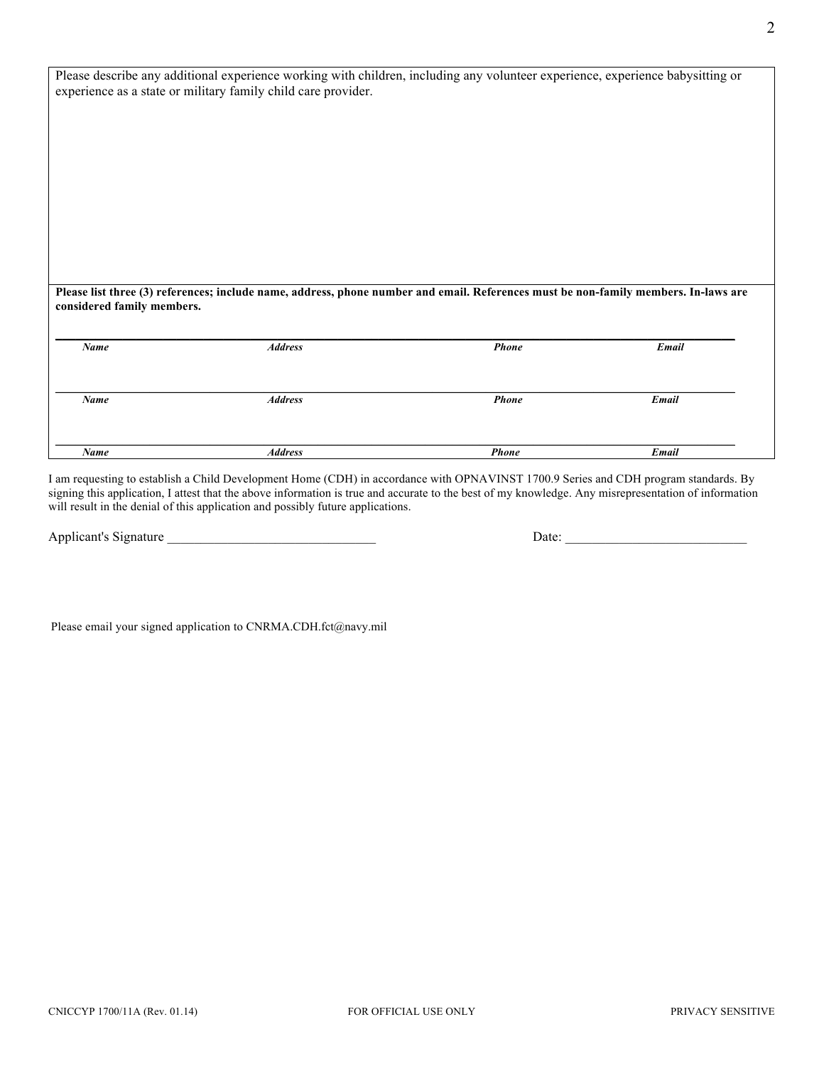Please describe any additional experience working with children, including any volunteer experience, experience babysitting or experience as a state or military family child care provider.

**Please list three (3) references; include name, address, phone number and email. References must be non-family members. In-laws are considered family members.**

| ***Name*** | ***Address*** | ***Phone*** | ***Email*** |
|---|---|---|---|
| | | | |
| ***Name*** | ***Address*** | ***Phone*** | ***Email*** |
| | | | |
| ***Name*** | ***Address*** | ***Phone*** | ***Email*** |

I am requesting to establish a Child Development Home (CDH) in accordance with OPNAVINST 1700.9 Series and CDH program standards. By signing this application, I attest that the above information is true and accurate to the best of my knowledge. Any misrepresentation of information will result in the denial of this application and possibly future applications.

Applicant's Signature _______________________________ Date: ___________________________

Please email your signed application to CNRMA.CDH.fct@navy.mil

CNICCYP 1700/11A (Rev. 01.14) FOR OFFICIAL USE ONLY PRIVACY SENSITIVE